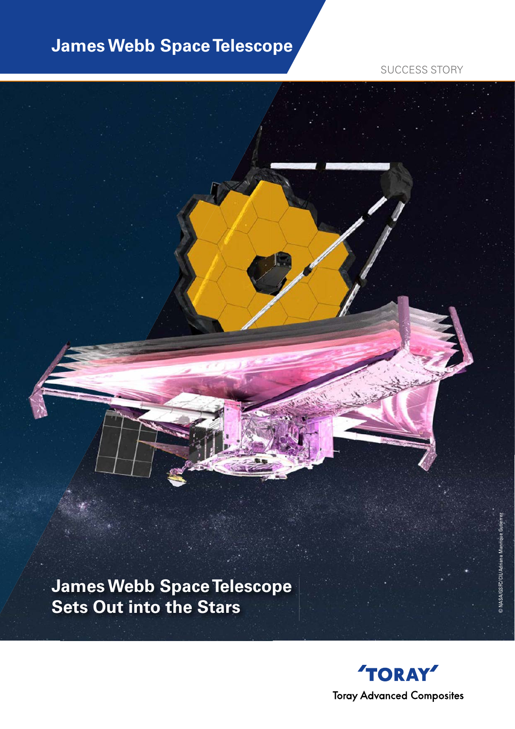# James Webb Space Telescope

SUCCESS STORY

## James Webb Space Telescope Sets Out into the Stars

© NASA/GSFC/CIL/Adriana Manrique Gutierrez

TORAY

Toray Advanced Composites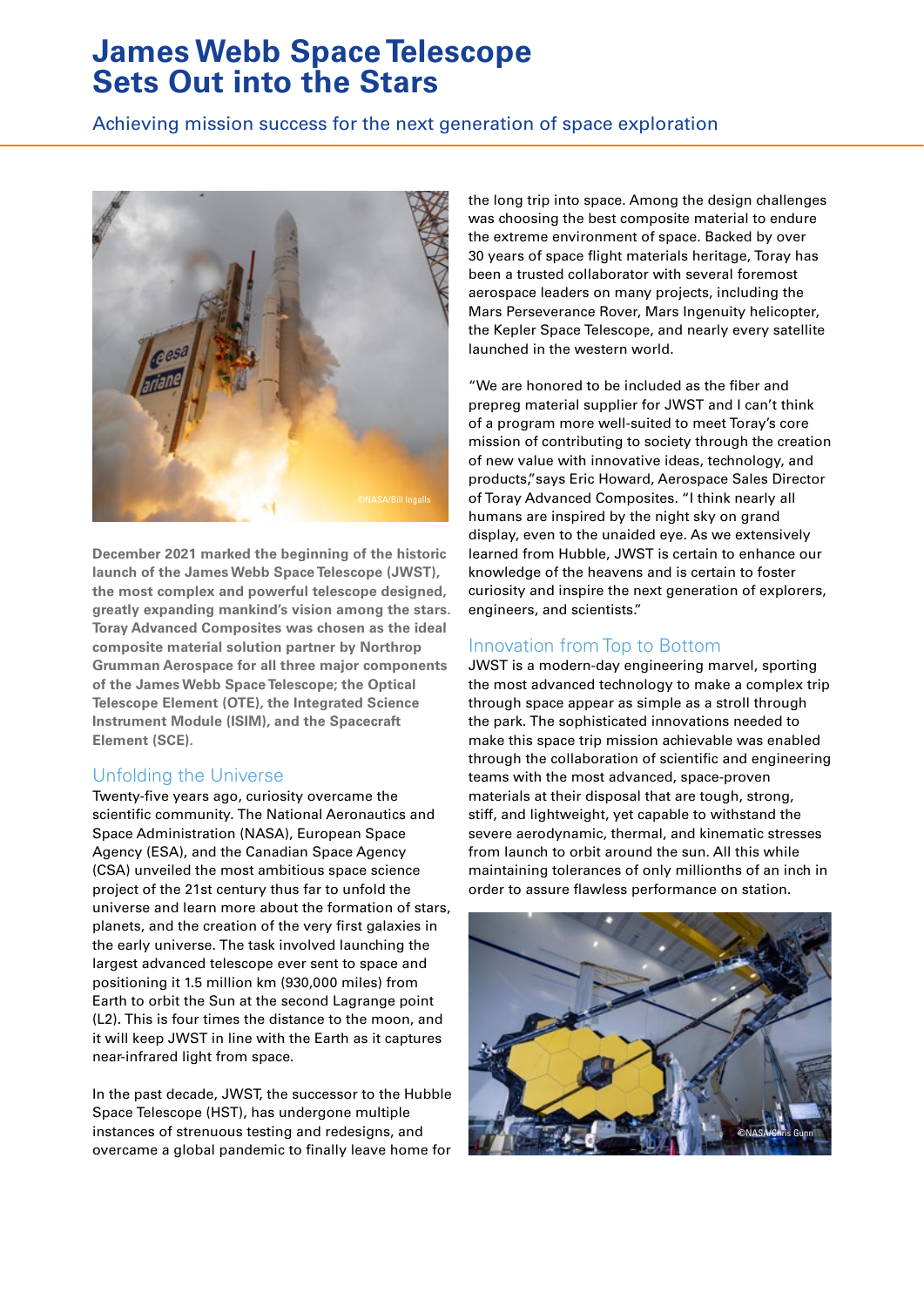# James Webb Space Telescope Sets Out into the Stars

Achieving mission success for the next generation of space exploration

©NASA/Bill Ingalls

**December 2021 marked the beginning of the historic launch of the James Webb Space Telescope (JWST), the most complex and powerful telescope designed, greatly expanding mankind's vision among the stars. Toray Advanced Composites was chosen as the ideal composite material solution partner by Northrop Grumman Aerospace for all three major components of the James Webb Space Telescope; the Optical Telescope Element (OTE), the Integrated Science Instrument Module (ISIM), and the Spacecraft Element (SCE).**

## Unfolding the Universe

Twenty-five years ago, curiosity overcame the scientific community. The National Aeronautics and Space Administration (NASA), European Space Agency (ESA), and the Canadian Space Agency (CSA) unveiled the most ambitious space science project of the 21st century thus far to unfold the universe and learn more about the formation of stars, planets, and the creation of the very first galaxies in the early universe. The task involved launching the largest advanced telescope ever sent to space and positioning it 1.5 million km (930,000 miles) from Earth to orbit the Sun at the second Lagrange point (L2). This is four times the distance to the moon, and it will keep JWST in line with the Earth as it captures near-infrared light from space.

In the past decade, JWST, the successor to the Hubble Space Telescope (HST), has undergone multiple instances of strenuous testing and redesigns, and overcame a global pandemic to finally leave home for the long trip into space. Among the design challenges was choosing the best composite material to endure the extreme environment of space. Backed by over 30 years of space flight materials heritage, Toray has been a trusted collaborator with several foremost aerospace leaders on many projects, including the Mars Perseverance Rover, Mars Ingenuity helicopter, the Kepler Space Telescope, and nearly every satellite launched in the western world.

"We are honored to be included as the fiber and prepreg material supplier for JWST and I can't think of a program more well-suited to meet Toray's core mission of contributing to society through the creation of new value with innovative ideas, technology, and products," says Eric Howard, Aerospace Sales Director of Toray Advanced Composites. "I think nearly all humans are inspired by the night sky on grand display, even to the unaided eye. As we extensively learned from Hubble, JWST is certain to enhance our knowledge of the heavens and is certain to foster curiosity and inspire the next generation of explorers, engineers, and scientists."

## Innovation from Top to Bottom

JWST is a modern-day engineering marvel, sporting the most advanced technology to make a complex trip through space appear as simple as a stroll through the park. The sophisticated innovations needed to make this space trip mission achievable was enabled through the collaboration of scientific and engineering teams with the most advanced, space-proven materials at their disposal that are tough, strong, stiff, and lightweight, yet capable to withstand the severe aerodynamic, thermal, and kinematic stresses from launch to orbit around the sun. All this while maintaining tolerances of only millionths of an inch in order to assure flawless performance on station.

©NASA/Chris Gunn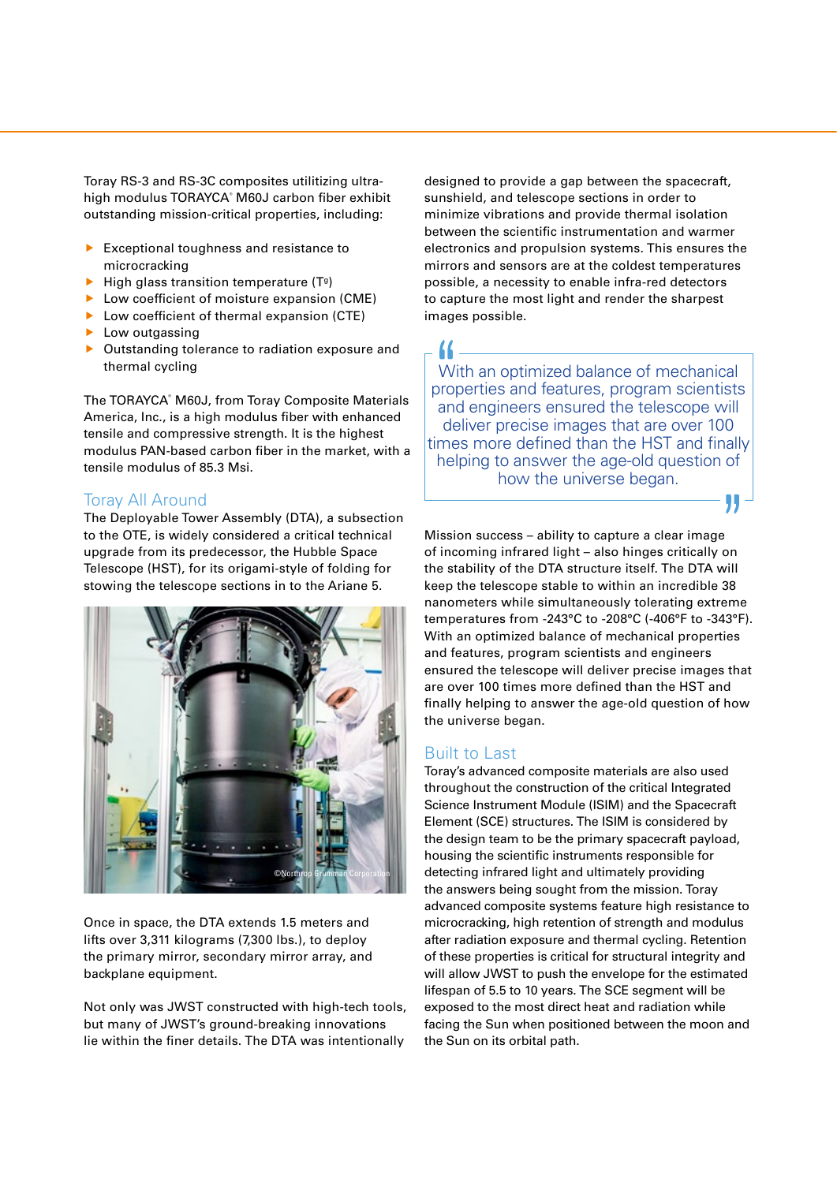Toray RS-3 and RS-3C composites utilitizing ultra-high modulus TORAYCA® M60J carbon fiber exhibit outstanding mission-critical properties, including:

- Exceptional toughness and resistance to microcracking
- High glass transition temperature ($T_g$)
- Low coefficient of moisture expansion (CME)
- Low coefficient of thermal expansion (CTE)
- Low outgassing
- Outstanding tolerance to radiation exposure and thermal cycling

The TORAYCA® M60J, from Toray Composite Materials America, Inc., is a high modulus fiber with enhanced tensile and compressive strength. It is the highest modulus PAN-based carbon fiber in the market, with a tensile modulus of 85.3 Msi.

## Toray All Around

The Deployable Tower Assembly (DTA), a subsection to the OTE, is widely considered a critical technical upgrade from its predecessor, the Hubble Space Telescope (HST), for its origami-style of folding for stowing the telescope sections in to the Ariane 5.

©Northrop Grumman Corporation

Once in space, the DTA extends 1.5 meters and lifts over 3,311 kilograms (7,300 lbs.), to deploy the primary mirror, secondary mirror array, and backplane equipment.

Not only was JWST constructed with high-tech tools, but many of JWST's ground-breaking innovations lie within the finer details. The DTA was intentionally designed to provide a gap between the spacecraft, sunshield, and telescope sections in order to minimize vibrations and provide thermal isolation between the scientific instrumentation and warmer electronics and propulsion systems. This ensures the mirrors and sensors are at the coldest temperatures possible, a necessity to enable infra-red detectors to capture the most light and render the sharpest images possible.

> "With an optimized balance of mechanical properties and features, program scientists and engineers ensured the telescope will deliver precise images that are over 100 times more defined than the HST and finally helping to answer the age-old question of how the universe began."

Mission success – ability to capture a clear image of incoming infrared light – also hinges critically on the stability of the DTA structure itself. The DTA will keep the telescope stable to within an incredible 38 nanometers while simultaneously tolerating extreme temperatures from -243°C to -208°C (-406°F to -343°F). With an optimized balance of mechanical properties and features, program scientists and engineers ensured the telescope will deliver precise images that are over 100 times more defined than the HST and finally helping to answer the age-old question of how the universe began.

## Built to Last

Toray's advanced composite materials are also used throughout the construction of the critical Integrated Science Instrument Module (ISIM) and the Spacecraft Element (SCE) structures. The ISIM is considered by the design team to be the primary spacecraft payload, housing the scientific instruments responsible for detecting infrared light and ultimately providing the answers being sought from the mission. Toray advanced composite systems feature high resistance to microcracking, high retention of strength and modulus after radiation exposure and thermal cycling. Retention of these properties is critical for structural integrity and will allow JWST to push the envelope for the estimated lifespan of 5.5 to 10 years. The SCE segment will be exposed to the most direct heat and radiation while facing the Sun when positioned between the moon and the Sun on its orbital path.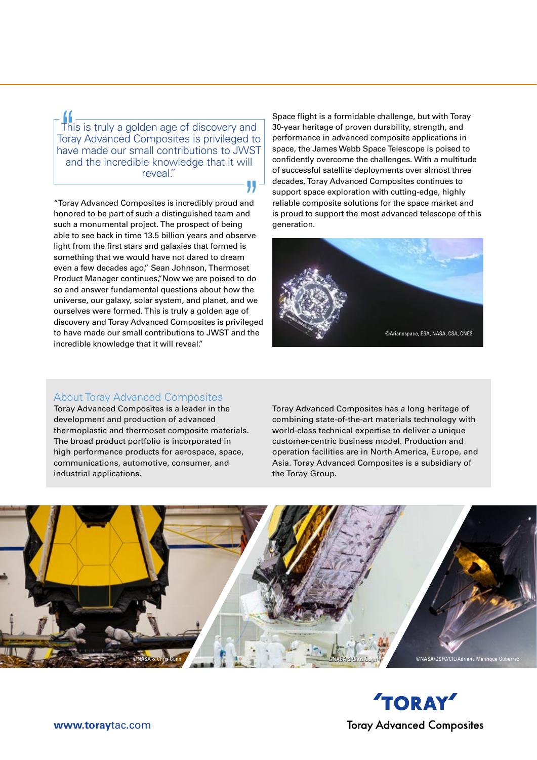> "This is truly a golden age of discovery and Toray Advanced Composites is privileged to have made our small contributions to JWST and the incredible knowledge that it will reveal."

"Toray Advanced Composites is incredibly proud and honored to be part of such a distinguished team and such a monumental project. The prospect of being able to see back in time 13.5 billion years and observe light from the first stars and galaxies that formed is something that we would have not dared to dream even a few decades ago," Sean Johnson, Thermoset Product Manager continues,"Now we are poised to do so and answer fundamental questions about how the universe, our galaxy, solar system, and planet, and we ourselves were formed. This is truly a golden age of discovery and Toray Advanced Composites is privileged to have made our small contributions to JWST and the incredible knowledge that it will reveal."

Space flight is a formidable challenge, but with Toray 30-year heritage of proven durability, strength, and performance in advanced composite applications in space, the James Webb Space Telescope is poised to confidently overcome the challenges. With a multitude of successful satellite deployments over almost three decades, Toray Advanced Composites continues to support space exploration with cutting-edge, highly reliable composite solutions for the space market and is proud to support the most advanced telescope of this generation.

©Arianespace, ESA, NASA, CSA, CNES

## About Toray Advanced Composites

Toray Advanced Composites is a leader in the development and production of advanced thermoplastic and thermoset composite materials. The broad product portfolio is incorporated in high performance products for aerospace, space, communications, automotive, consumer, and industrial applications.

Toray Advanced Composites has a long heritage of combining state-of-the-art materials technology with world-class technical expertise to deliver a unique customer-centric business model. Production and operation facilities are in North America, Europe, and Asia. Toray Advanced Composites is a subsidiary of the Toray Group.

©NASA & Chris Gunn

©NASA & Chris Gunn

©NASA/GSFC/CIL/Adriana Manrique Gutierrez

**www.toray**tac.com

TORAY

Toray Advanced Composites